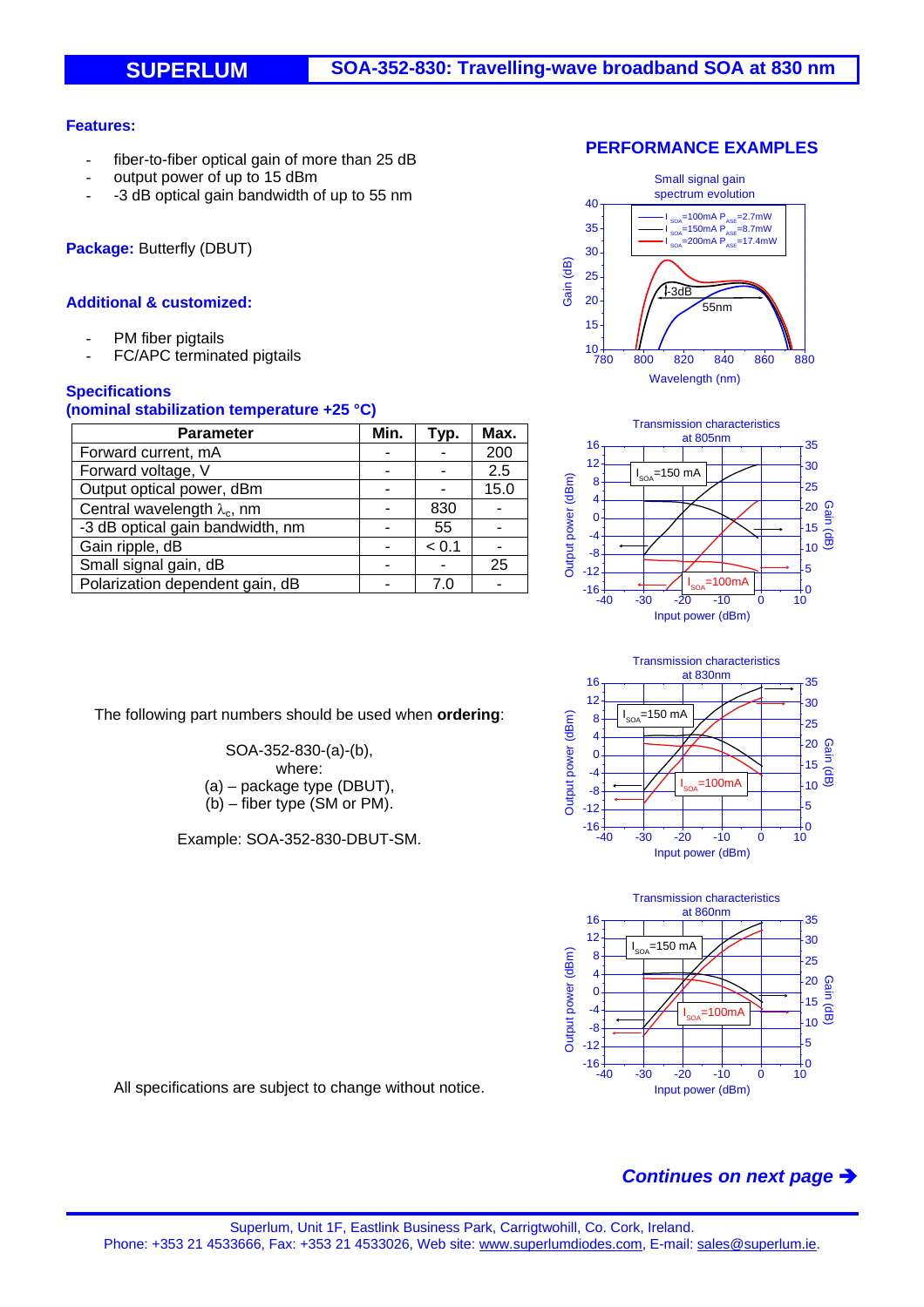# SUPERLUM — SOA-352-830: Travelling-wave broadband SOA at 830 nm

**Features:**

- fiber-to-fiber optical gain of more than 25 dB
- output power of up to 15 dBm
- -3 dB optical gain bandwidth of up to 55 nm

**Package:** Butterfly (DBUT)

**Additional & customized:**

- PM fiber pigtails
- FC/APC terminated pigtails

**Specifications**
**(nominal stabilization temperature +25 °C)**

| Parameter | Min. | Typ. | Max. |
|---|---|---|---|
| Forward current, mA | - | - | 200 |
| Forward voltage, V | - | - | 2.5 |
| Output optical power, dBm | - | - | 15.0 |
| Central wavelength $\lambda_c$, nm | - | 830 | - |
| -3 dB optical gain bandwidth, nm | - | 55 | - |
| Gain ripple, dB | - | < 0.1 | - |
| Small signal gain, dB | - | - | 25 |
| Polarization dependent gain, dB | - | 7.0 | - |

The following part numbers should be used when **ordering**:

SOA-352-830-(a)-(b),
where:
(a) – package type (DBUT),
(b) – fiber type (SM or PM).

Example: SOA-352-830-DBUT-SM.

All specifications are subject to change without notice.

## PERFORMANCE EXAMPLES

Small signal gain spectrum evolution

Transmission characteristics at 805nm

Transmission characteristics at 830nm

Transmission characteristics at 860nm

*Continues on next page ➔*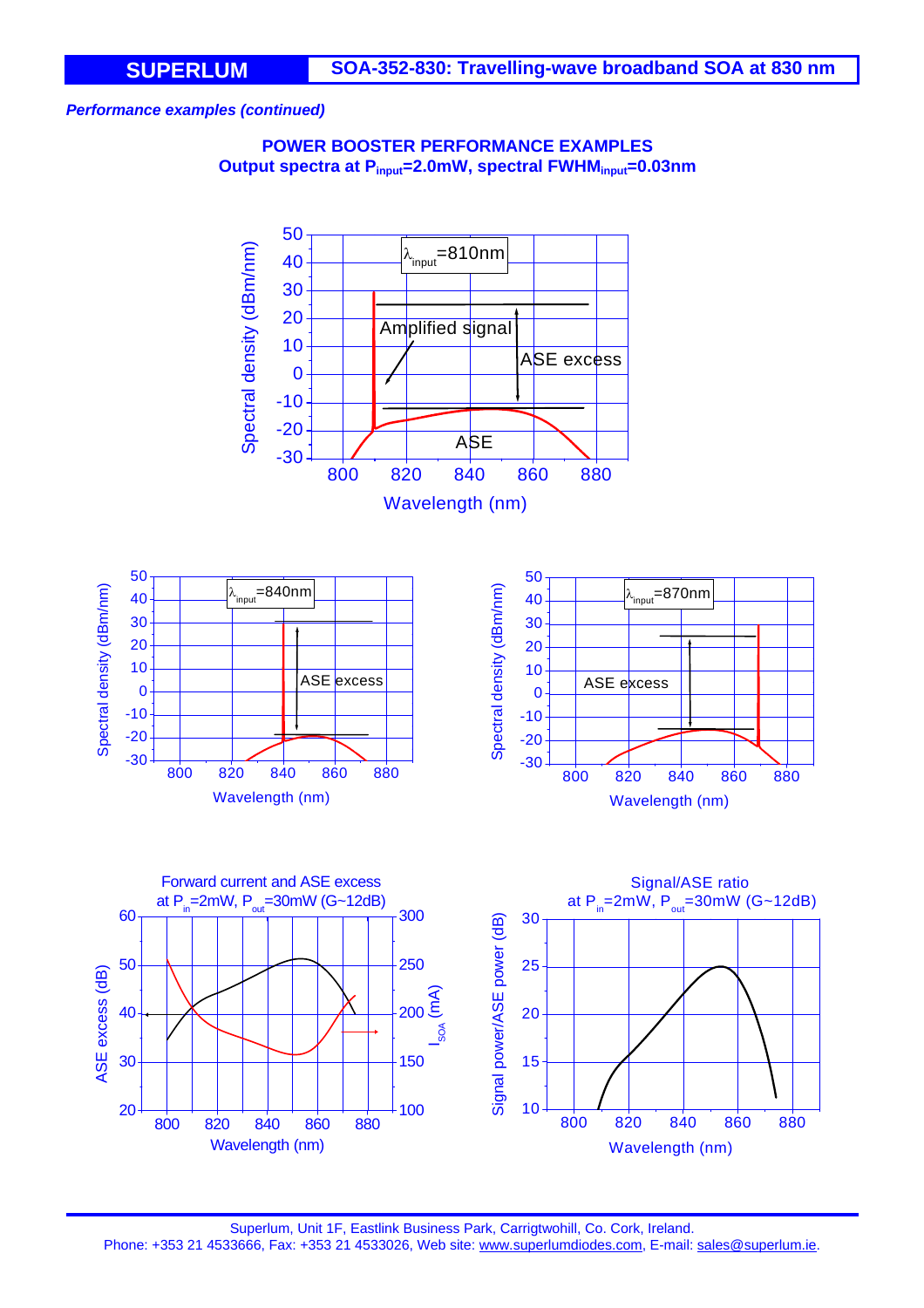*Performance examples (continued)*

**POWER BOOSTER PERFORMANCE EXAMPLES**
**Output spectra at $P_{input}$=2.0mW, spectral $FWHM_{input}$=0.03nm**

$\lambda_{input}$=810nm

Amplified signal

ASE excess

ASE

Spectral density (dBm/nm)

50
40
30
20
10
0
-10
-20
-30

800 820 840 860 880

Wavelength (nm)

$\lambda_{input}$=840nm

ASE excess

Spectral density (dBm/nm)

50
40
30
20
10
0
-10
-20
-30

800 820 840 860 880

Wavelength (nm)

$\lambda_{input}$=870nm

ASE excess

Spectral density (dBm/nm)

50
40
30
20
10
0
-10
-20
-30

800 820 840 860 880

Wavelength (nm)

Forward current and ASE excess
at $P_{in}$=2mW, $P_{out}$=30mW (G~12dB)

ASE excess (dB)

60
50
40
30
20

$I_{SOA}$ (mA)

300
250
200
150
100

800 820 840 860 880

Wavelength (nm)

Signal/ASE ratio
at $P_{in}$=2mW, $P_{out}$=30mW (G~12dB)

Signal power/ASE power (dB)

30
25
20
15
10

800 820 840 860 880

Wavelength (nm)